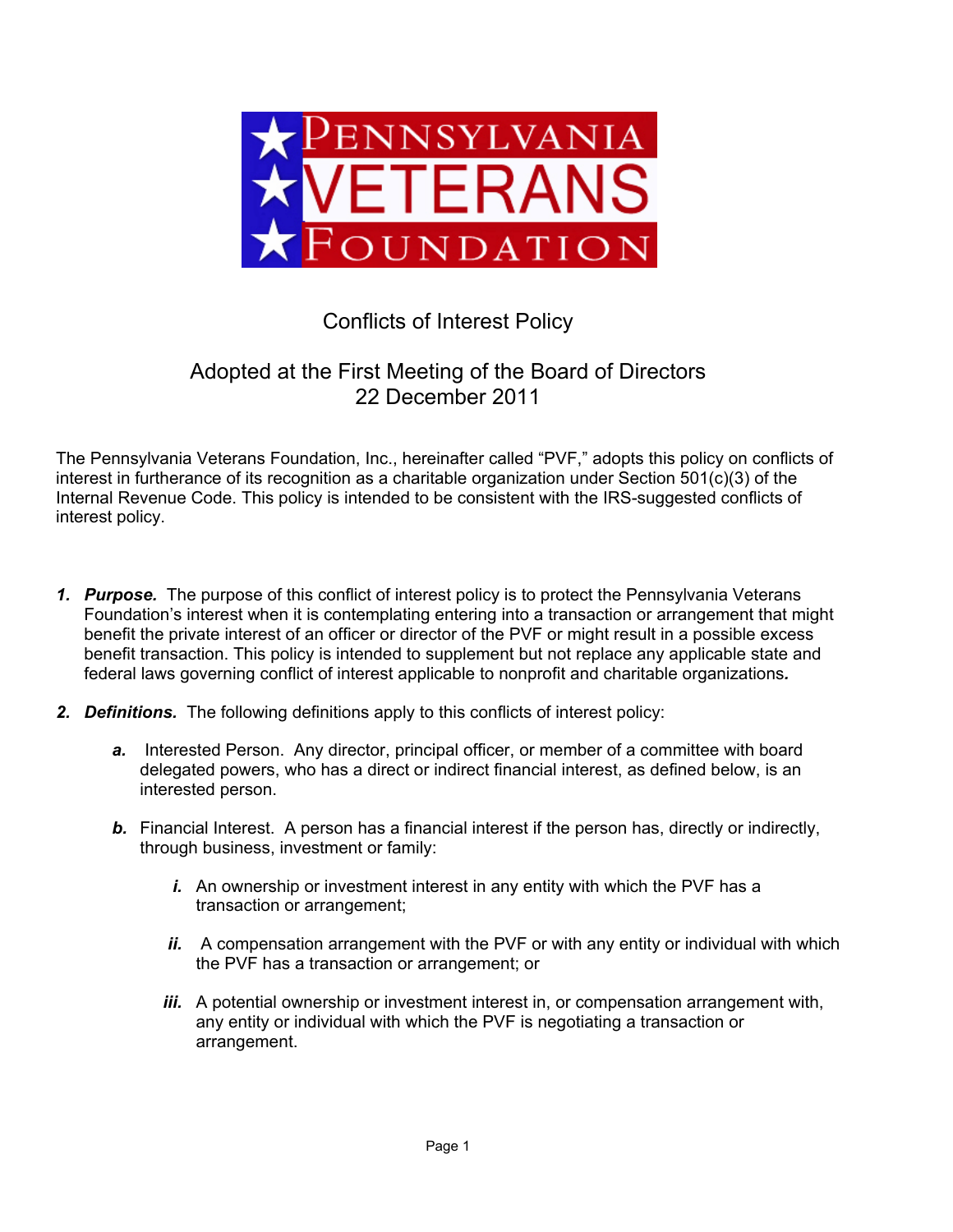# Pennsylvania Veterans Foundation

## Conflicts of Interest Policy

### Adopted at the First Meeting of the Board of Directors
### 22 December 2011

The Pennsylvania Veterans Foundation, Inc., hereinafter called "PVF," adopts this policy on conflicts of interest in furtherance of its recognition as a charitable organization under Section 501(c)(3) of the Internal Revenue Code. This policy is intended to be consistent with the IRS-suggested conflicts of interest policy.

1. ***Purpose.*** The purpose of this conflict of interest policy is to protect the Pennsylvania Veterans Foundation's interest when it is contemplating entering into a transaction or arrangement that might benefit the private interest of an officer or director of the PVF or might result in a possible excess benefit transaction. This policy is intended to supplement but not replace any applicable state and federal laws governing conflict of interest applicable to nonprofit and charitable organizations.

2. ***Definitions.*** The following definitions apply to this conflicts of interest policy:

   ***a.*** Interested Person. Any director, principal officer, or member of a committee with board delegated powers, who has a direct or indirect financial interest, as defined below, is an interested person.

   ***b.*** Financial Interest. A person has a financial interest if the person has, directly or indirectly, through business, investment or family:

      ***i.*** An ownership or investment interest in any entity with which the PVF has a transaction or arrangement;

      ***ii.*** A compensation arrangement with the PVF or with any entity or individual with which the PVF has a transaction or arrangement; or

      ***iii.*** A potential ownership or investment interest in, or compensation arrangement with, any entity or individual with which the PVF is negotiating a transaction or arrangement.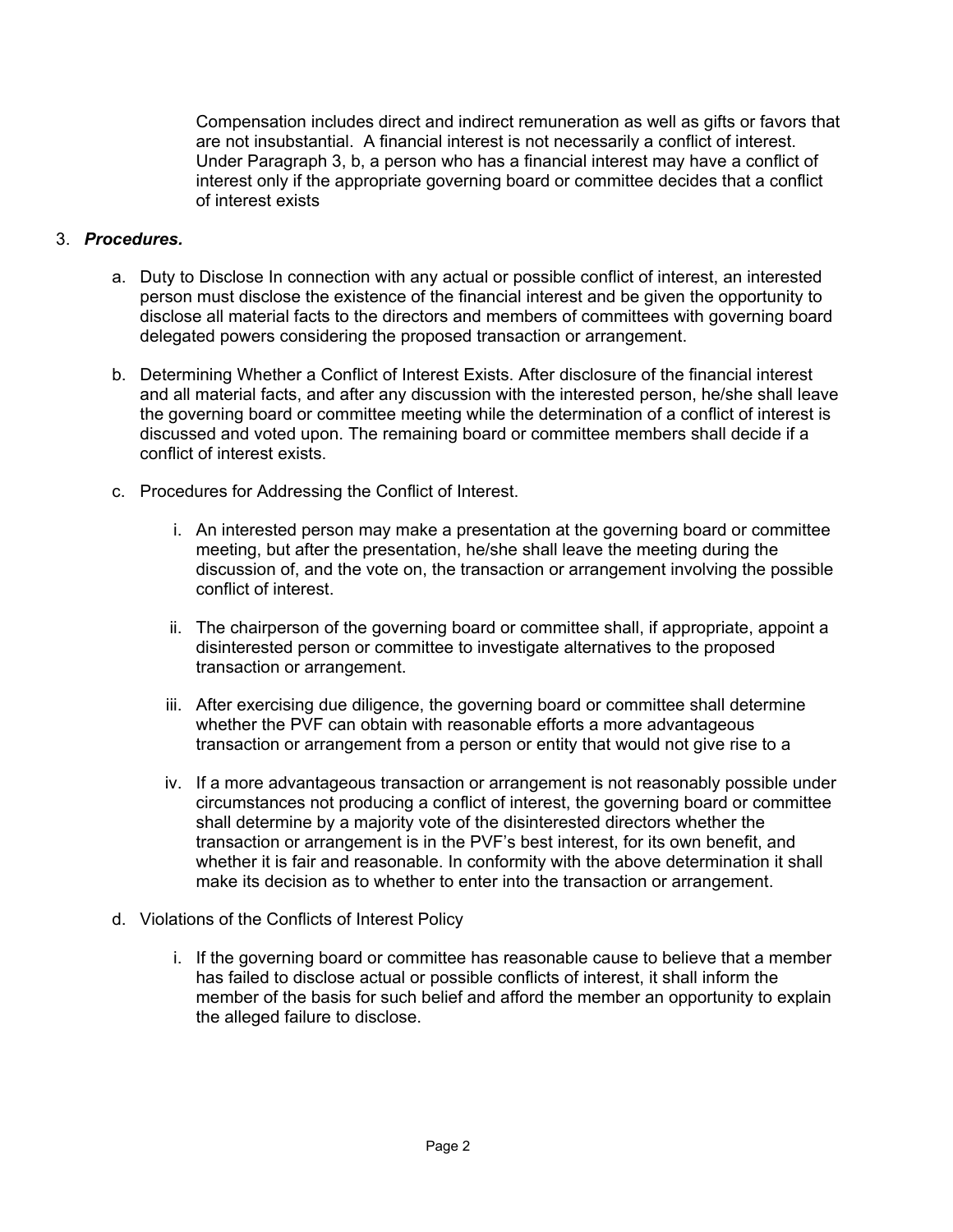Compensation includes direct and indirect remuneration as well as gifts or favors that are not insubstantial. A financial interest is not necessarily a conflict of interest. Under Paragraph 3, b, a person who has a financial interest may have a conflict of interest only if the appropriate governing board or committee decides that a conflict of interest exists

3. ***Procedures.***

   a. Duty to Disclose In connection with any actual or possible conflict of interest, an interested person must disclose the existence of the financial interest and be given the opportunity to disclose all material facts to the directors and members of committees with governing board delegated powers considering the proposed transaction or arrangement.

   b. Determining Whether a Conflict of Interest Exists. After disclosure of the financial interest and all material facts, and after any discussion with the interested person, he/she shall leave the governing board or committee meeting while the determination of a conflict of interest is discussed and voted upon. The remaining board or committee members shall decide if a conflict of interest exists.

   c. Procedures for Addressing the Conflict of Interest.

      i. An interested person may make a presentation at the governing board or committee meeting, but after the presentation, he/she shall leave the meeting during the discussion of, and the vote on, the transaction or arrangement involving the possible conflict of interest.

      ii. The chairperson of the governing board or committee shall, if appropriate, appoint a disinterested person or committee to investigate alternatives to the proposed transaction or arrangement.

      iii. After exercising due diligence, the governing board or committee shall determine whether the PVF can obtain with reasonable efforts a more advantageous transaction or arrangement from a person or entity that would not give rise to a

      iv. If a more advantageous transaction or arrangement is not reasonably possible under circumstances not producing a conflict of interest, the governing board or committee shall determine by a majority vote of the disinterested directors whether the transaction or arrangement is in the PVF's best interest, for its own benefit, and whether it is fair and reasonable. In conformity with the above determination it shall make its decision as to whether to enter into the transaction or arrangement.

   d. Violations of the Conflicts of Interest Policy

      i. If the governing board or committee has reasonable cause to believe that a member has failed to disclose actual or possible conflicts of interest, it shall inform the member of the basis for such belief and afford the member an opportunity to explain the alleged failure to disclose.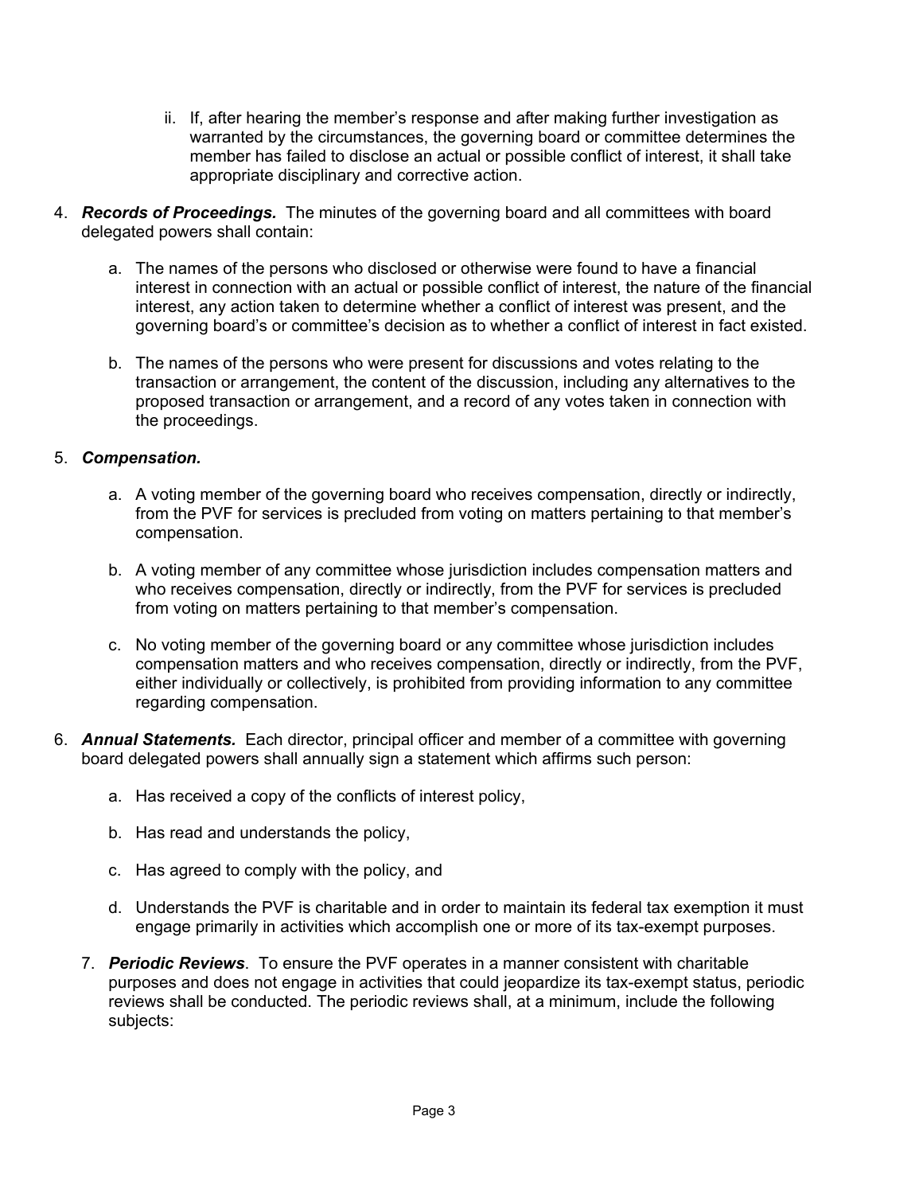ii. If, after hearing the member's response and after making further investigation as warranted by the circumstances, the governing board or committee determines the member has failed to disclose an actual or possible conflict of interest, it shall take appropriate disciplinary and corrective action.

4. ***Records of Proceedings.*** The minutes of the governing board and all committees with board delegated powers shall contain:

   a. The names of the persons who disclosed or otherwise were found to have a financial interest in connection with an actual or possible conflict of interest, the nature of the financial interest, any action taken to determine whether a conflict of interest was present, and the governing board's or committee's decision as to whether a conflict of interest in fact existed.

   b. The names of the persons who were present for discussions and votes relating to the transaction or arrangement, the content of the discussion, including any alternatives to the proposed transaction or arrangement, and a record of any votes taken in connection with the proceedings.

5. ***Compensation.***

   a. A voting member of the governing board who receives compensation, directly or indirectly, from the PVF for services is precluded from voting on matters pertaining to that member's compensation.

   b. A voting member of any committee whose jurisdiction includes compensation matters and who receives compensation, directly or indirectly, from the PVF for services is precluded from voting on matters pertaining to that member's compensation.

   c. No voting member of the governing board or any committee whose jurisdiction includes compensation matters and who receives compensation, directly or indirectly, from the PVF, either individually or collectively, is prohibited from providing information to any committee regarding compensation.

6. ***Annual Statements.*** Each director, principal officer and member of a committee with governing board delegated powers shall annually sign a statement which affirms such person:

   a. Has received a copy of the conflicts of interest policy,

   b. Has read and understands the policy,

   c. Has agreed to comply with the policy, and

   d. Understands the PVF is charitable and in order to maintain its federal tax exemption it must engage primarily in activities which accomplish one or more of its tax-exempt purposes.

7. ***Periodic Reviews***. To ensure the PVF operates in a manner consistent with charitable purposes and does not engage in activities that could jeopardize its tax-exempt status, periodic reviews shall be conducted. The periodic reviews shall, at a minimum, include the following subjects: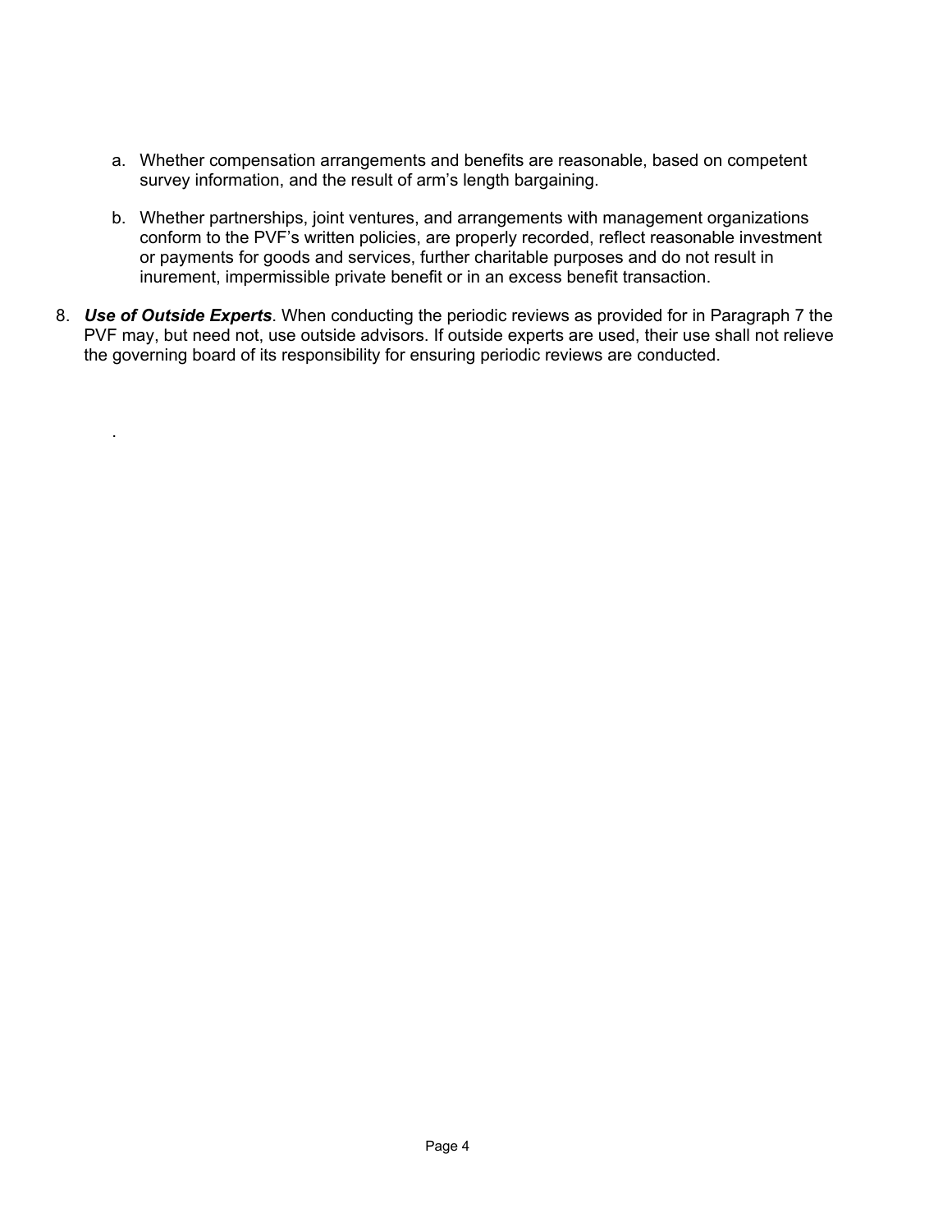a. Whether compensation arrangements and benefits are reasonable, based on competent survey information, and the result of arm's length bargaining.

b. Whether partnerships, joint ventures, and arrangements with management organizations conform to the PVF's written policies, are properly recorded, reflect reasonable investment or payments for goods and services, further charitable purposes and do not result in inurement, impermissible private benefit or in an excess benefit transaction.

8. ***Use of Outside Experts***. When conducting the periodic reviews as provided for in Paragraph 7 the PVF may, but need not, use outside advisors. If outside experts are used, their use shall not relieve the governing board of its responsibility for ensuring periodic reviews are conducted.